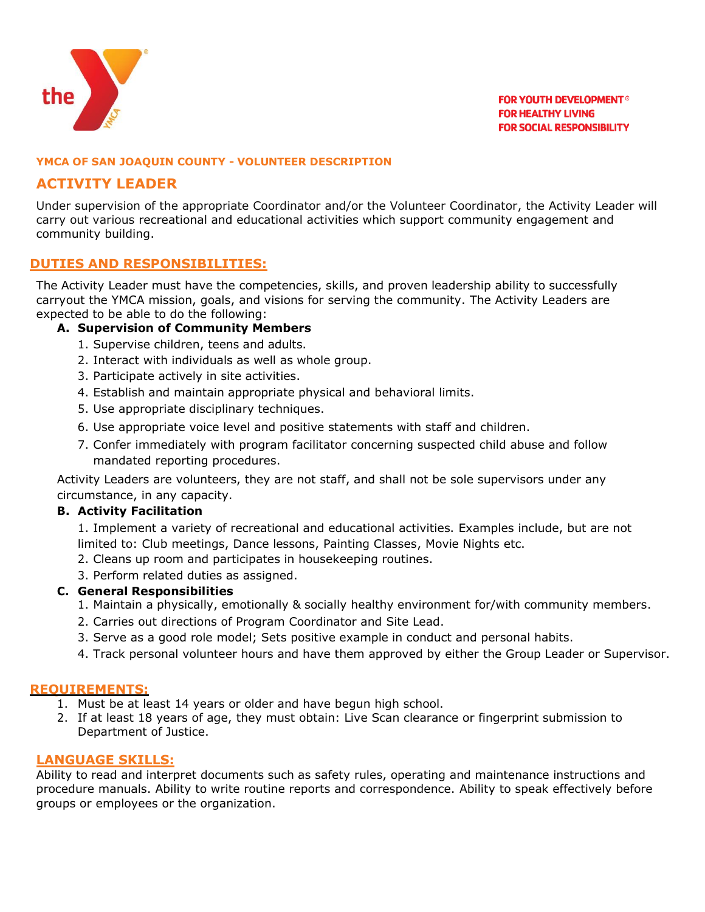the YMCA

FOR YOUTH DEVELOPMENT®
FOR HEALTHY LIVING
FOR SOCIAL RESPONSIBILITY

**YMCA OF SAN JOAQUIN COUNTY - VOLUNTEER DESCRIPTION**

# ACTIVITY LEADER

Under supervision of the appropriate Coordinator and/or the Volunteer Coordinator, the Activity Leader will carry out various recreational and educational activities which support community engagement and community building.

## DUTIES AND RESPONSIBILITIES:

The Activity Leader must have the competencies, skills, and proven leadership ability to successfully carryout the YMCA mission, goals, and visions for serving the community. The Activity Leaders are expected to be able to do the following:

**A. Supervision of Community Members**

1. Supervise children, teens and adults.
2. Interact with individuals as well as whole group.
3. Participate actively in site activities.
4. Establish and maintain appropriate physical and behavioral limits.
5. Use appropriate disciplinary techniques.
6. Use appropriate voice level and positive statements with staff and children.
7. Confer immediately with program facilitator concerning suspected child abuse and follow mandated reporting procedures.

Activity Leaders are volunteers, they are not staff, and shall not be sole supervisors under any circumstance, in any capacity.

**B. Activity Facilitation**

1. Implement a variety of recreational and educational activities. Examples include, but are not limited to: Club meetings, Dance lessons, Painting Classes, Movie Nights etc.
2. Cleans up room and participates in housekeeping routines.
3. Perform related duties as assigned.

**C. General Responsibilities**

1. Maintain a physically, emotionally & socially healthy environment for/with community members.
2. Carries out directions of Program Coordinator and Site Lead.
3. Serve as a good role model; Sets positive example in conduct and personal habits.
4. Track personal volunteer hours and have them approved by either the Group Leader or Supervisor.

## REQUIREMENTS:

1. Must be at least 14 years or older and have begun high school.
2. If at least 18 years of age, they must obtain: Live Scan clearance or fingerprint submission to Department of Justice.

## LANGUAGE SKILLS:

Ability to read and interpret documents such as safety rules, operating and maintenance instructions and procedure manuals. Ability to write routine reports and correspondence. Ability to speak effectively before groups or employees or the organization.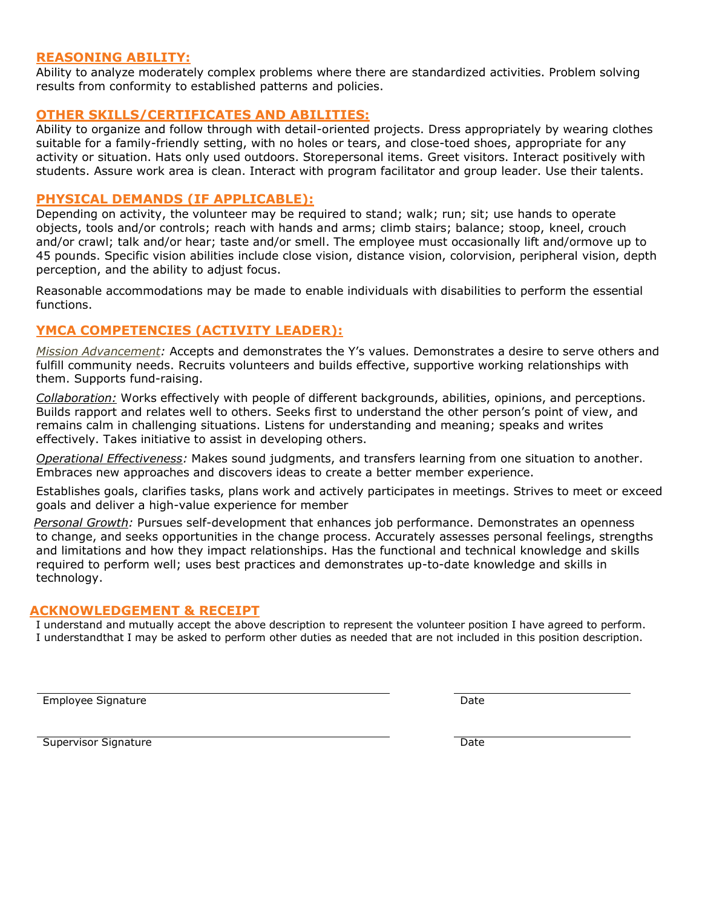## REASONING ABILITY:

Ability to analyze moderately complex problems where there are standardized activities. Problem solving results from conformity to established patterns and policies.

## OTHER SKILLS/CERTIFICATES AND ABILITIES:

Ability to organize and follow through with detail-oriented projects. Dress appropriately by wearing clothes suitable for a family-friendly setting, with no holes or tears, and close-toed shoes, appropriate for any activity or situation. Hats only used outdoors. Storepersonal items. Greet visitors. Interact positively with students. Assure work area is clean. Interact with program facilitator and group leader. Use their talents.

## PHYSICAL DEMANDS (IF APPLICABLE):

Depending on activity, the volunteer may be required to stand; walk; run; sit; use hands to operate objects, tools and/or controls; reach with hands and arms; climb stairs; balance; stoop, kneel, crouch and/or crawl; talk and/or hear; taste and/or smell. The employee must occasionally lift and/ormove up to 45 pounds. Specific vision abilities include close vision, distance vision, colorvision, peripheral vision, depth perception, and the ability to adjust focus.

Reasonable accommodations may be made to enable individuals with disabilities to perform the essential functions.

## YMCA COMPETENCIES (ACTIVITY LEADER):

*Mission Advancement:* Accepts and demonstrates the Y's values. Demonstrates a desire to serve others and fulfill community needs. Recruits volunteers and builds effective, supportive working relationships with them. Supports fund-raising.

*Collaboration:* Works effectively with people of different backgrounds, abilities, opinions, and perceptions. Builds rapport and relates well to others. Seeks first to understand the other person's point of view, and remains calm in challenging situations. Listens for understanding and meaning; speaks and writes effectively. Takes initiative to assist in developing others.

*Operational Effectiveness:* Makes sound judgments, and transfers learning from one situation to another. Embraces new approaches and discovers ideas to create a better member experience.

Establishes goals, clarifies tasks, plans work and actively participates in meetings. Strives to meet or exceed goals and deliver a high-value experience for member

*Personal Growth:* Pursues self-development that enhances job performance. Demonstrates an openness to change, and seeks opportunities in the change process. Accurately assesses personal feelings, strengths and limitations and how they impact relationships. Has the functional and technical knowledge and skills required to perform well; uses best practices and demonstrates up-to-date knowledge and skills in technology.

## ACKNOWLEDGEMENT & RECEIPT

I understand and mutually accept the above description to represent the volunteer position I have agreed to perform. I understandthat I may be asked to perform other duties as needed that are not included in this position description.

Employee Signature ______________________ Date ____________

Supervisor Signature ______________________ Date ____________